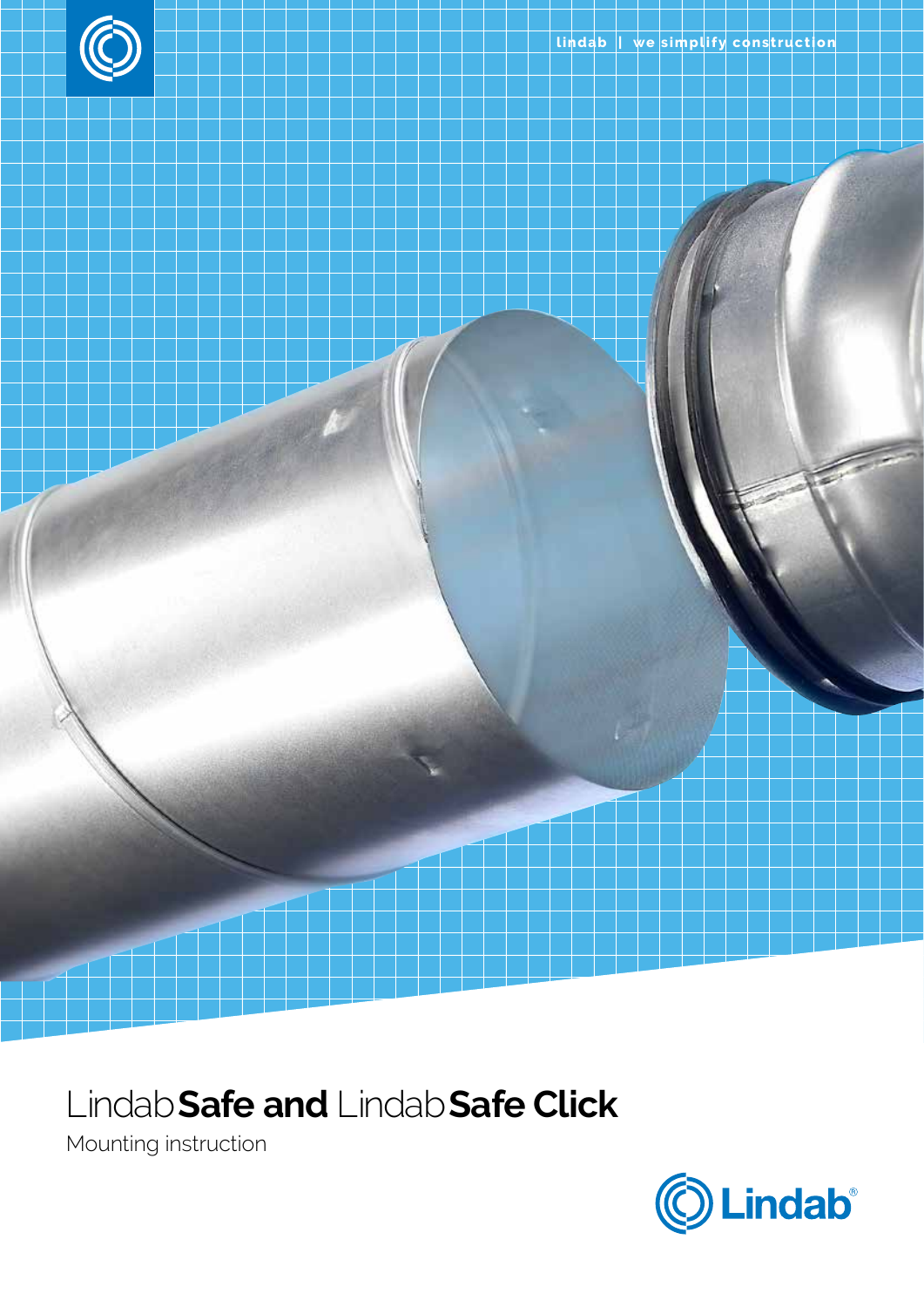lindab | we simplify construction

# Lindab**Safe and** Lindab**Safe Click**

Mounting instruction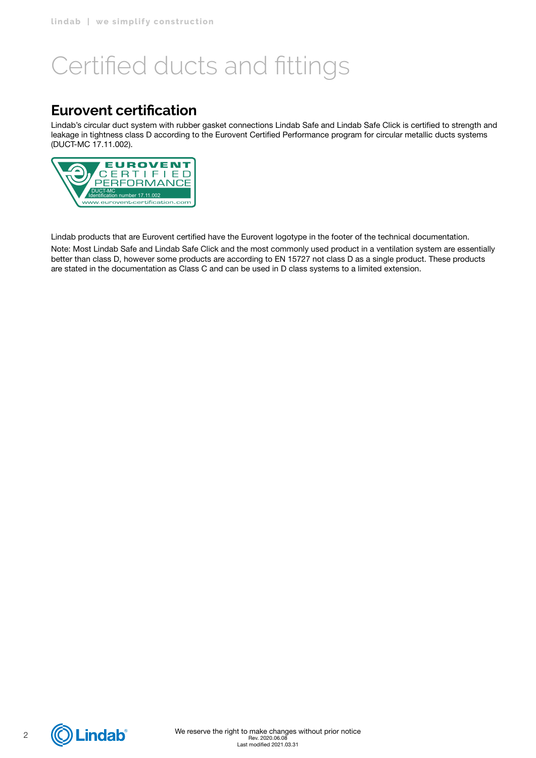# Certified ducts and fittings

## Eurovent certification

Lindab's circular duct system with rubber gasket connections Lindab Safe and Lindab Safe Click is certified to strength and leakage in tightness class D according to the Eurovent Certified Performance program for circular metallic ducts systems (DUCT-MC 17.11.002).

EUROVENT CERTIFIED PERFORMANCE
DUCT-MC
Identification number 17.11.002
www.eurovent-certification.com

Lindab products that are Eurovent certified have the Eurovent logotype in the footer of the technical documentation.

Note: Most Lindab Safe and Lindab Safe Click and the most commonly used product in a ventilation system are essentially better than class D, however some products are according to EN 15727 not class D as a single product. These products are stated in the documentation as Class C and can be used in D class systems to a limited extension.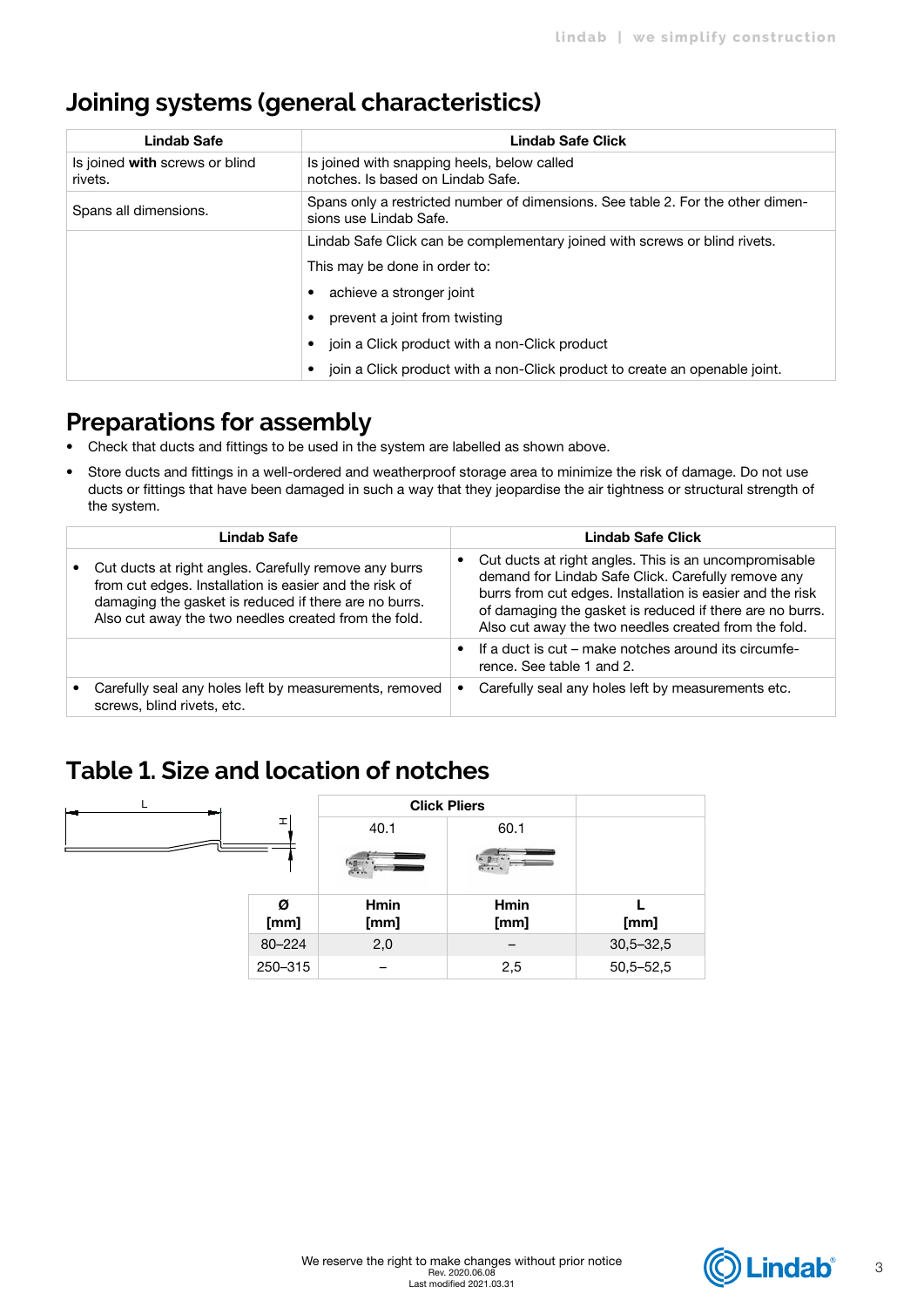## Joining systems (general characteristics)

| Lindab Safe | Lindab Safe Click |
|---|---|
| Is joined **with** screws or blind rivets. | Is joined with snapping heels, below called notches. Is based on Lindab Safe. |
| Spans all dimensions. | Spans only a restricted number of dimensions. See table 2. For the other dimensions use Lindab Safe. |
| | Lindab Safe Click can be complementary joined with screws or blind rivets.<br>This may be done in order to:<br>• achieve a stronger joint<br>• prevent a joint from twisting<br>• join a Click product with a non-Click product<br>• join a Click product with a non-Click product to create an openable joint. |

## Preparations for assembly

- Check that ducts and fittings to be used in the system are labelled as shown above.
- Store ducts and fittings in a well-ordered and weatherproof storage area to minimize the risk of damage. Do not use ducts or fittings that have been damaged in such a way that they jeopardise the air tightness or structural strength of the system.

| Lindab Safe | Lindab Safe Click |
|---|---|
| • Cut ducts at right angles. Carefully remove any burrs from cut edges. Installation is easier and the risk of damaging the gasket is reduced if there are no burrs. Also cut away the two needles created from the fold. | • Cut ducts at right angles. This is an uncompromisable demand for Lindab Safe Click. Carefully remove any burrs from cut edges. Installation is easier and the risk of damaging the gasket is reduced if there are no burrs. Also cut away the two needles created from the fold. |
| | • If a duct is cut – make notches around its circumference. See table 1 and 2. |
| • Carefully seal any holes left by measurements, removed screws, blind rivets, etc. | • Carefully seal any holes left by measurements etc. |

## Table 1. Size and location of notches

| | Click Pliers | | |
|---|---|---|---|
| | 40.1 | 60.1 | |
| **Ø [mm]** | **Hmin [mm]** | **Hmin [mm]** | **L [mm]** |
| 80–224 | 2,0 | – | 30,5–32,5 |
| 250–315 | – | 2,5 | 50,5–52,5 |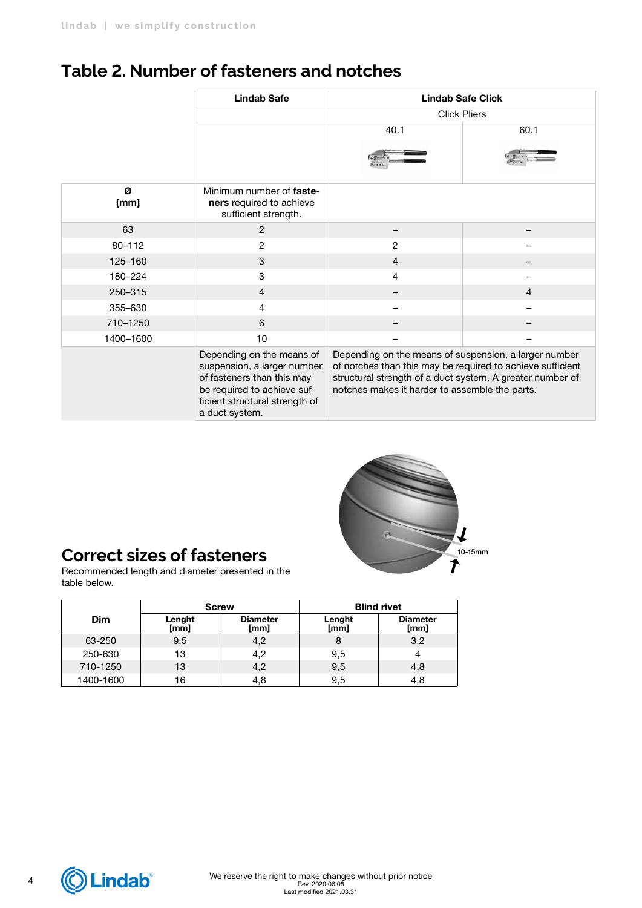# Table 2. Number of fasteners and notches

| | Lindab Safe | Lindab Safe Click | |
|---|---|---|---|
| | | Click Pliers | |
| | | 40.1 | 60.1 |
| **Ø [mm]** | Minimum number of **fasteners** required to achieve sufficient strength. | | |
| 63 | 2 | – | – |
| 80–112 | 2 | 2 | – |
| 125–160 | 3 | 4 | – |
| 180–224 | 3 | 4 | – |
| 250–315 | 4 | – | 4 |
| 355–630 | 4 | – | – |
| 710–1250 | 6 | – | – |
| 1400–1600 | 10 | – | – |
| | Depending on the means of suspension, a larger number of fasteners than this may be required to achieve sufficient structural strength of a duct system. | Depending on the means of suspension, a larger number of notches than this may be required to achieve sufficient structural strength of a duct system. A greater number of notches makes it harder to assemble the parts. | |

## Correct sizes of fasteners

Recommended length and diameter presented in the table below.

10-15mm

| Dim | Screw | | Blind rivet | |
|---|---|---|---|---|
| | Lenght [mm] | Diameter [mm] | Lenght [mm] | Diameter [mm] |
| 63-250 | 9,5 | 4,2 | 8 | 3,2 |
| 250-630 | 13 | 4,2 | 9,5 | 4 |
| 710-1250 | 13 | 4,2 | 9,5 | 4,8 |
| 1400-1600 | 16 | 4,8 | 9,5 | 4,8 |

We reserve the right to make changes without prior notice
Rev. 2020.06.08
Last modified 2021.03.31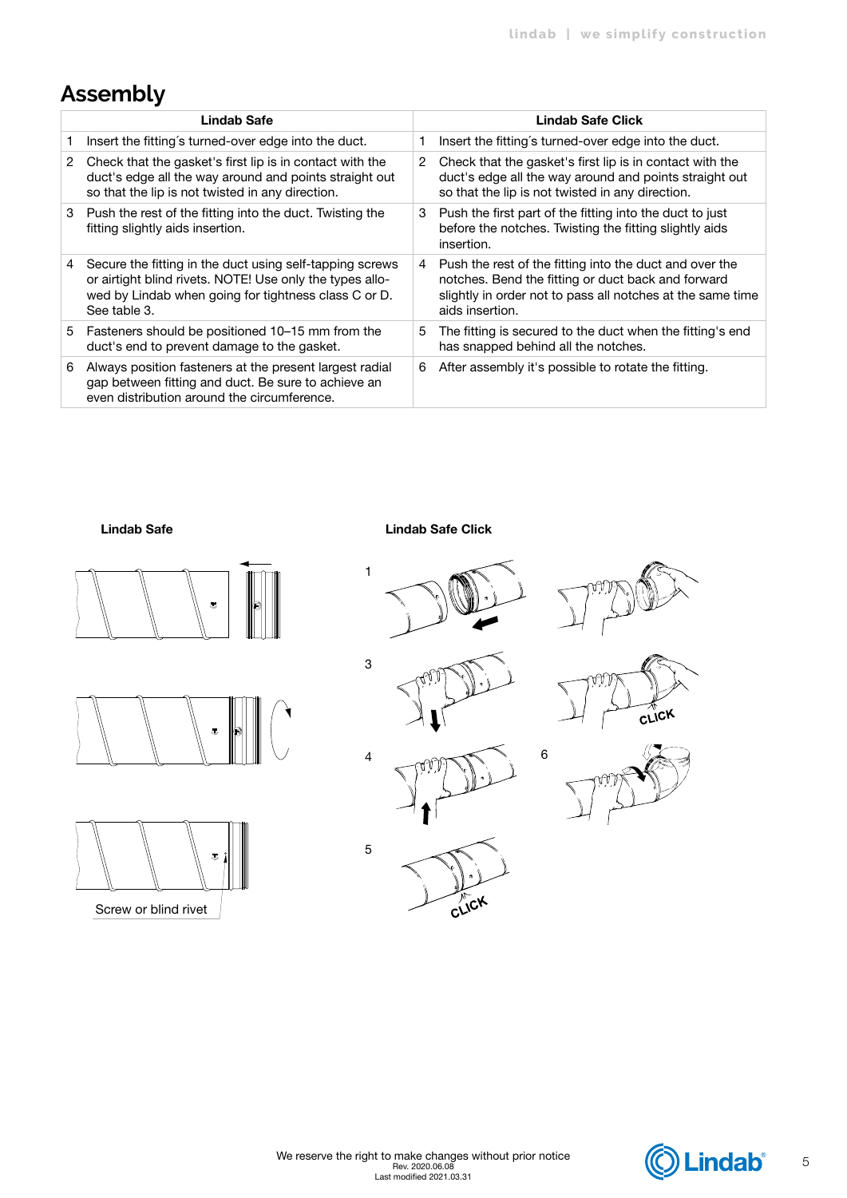# Assembly

| Lindab Safe | | Lindab Safe Click | |
|---|---|---|---|
| 1 | Insert the fitting´s turned-over edge into the duct. | 1 | Insert the fitting´s turned-over edge into the duct. |
| 2 | Check that the gasket's first lip is in contact with the duct's edge all the way around and points straight out so that the lip is not twisted in any direction. | 2 | Check that the gasket's first lip is in contact with the duct's edge all the way around and points straight out so that the lip is not twisted in any direction. |
| 3 | Push the rest of the fitting into the duct. Twisting the fitting slightly aids insertion. | 3 | Push the first part of the fitting into the duct to just before the notches. Twisting the fitting slightly aids insertion. |
| 4 | Secure the fitting in the duct using self-tapping screws or airtight blind rivets. NOTE! Use only the types allowed by Lindab when going for tightness class C or D. See table 3. | 4 | Push the rest of the fitting into the duct and over the notches. Bend the fitting or duct back and forward slightly in order not to pass all notches at the same time aids insertion. |
| 5 | Fasteners should be positioned 10–15 mm from the duct's end to prevent damage to the gasket. | 5 | The fitting is secured to the duct when the fitting's end has snapped behind all the notches. |
| 6 | Always position fasteners at the present largest radial gap between fitting and duct. Be sure to achieve an even distribution around the circumference. | 6 | After assembly it's possible to rotate the fitting. |

**Lindab Safe**

Screw or blind rivet

**Lindab Safe Click**

1

3

CLICK

4

6

5

CLICK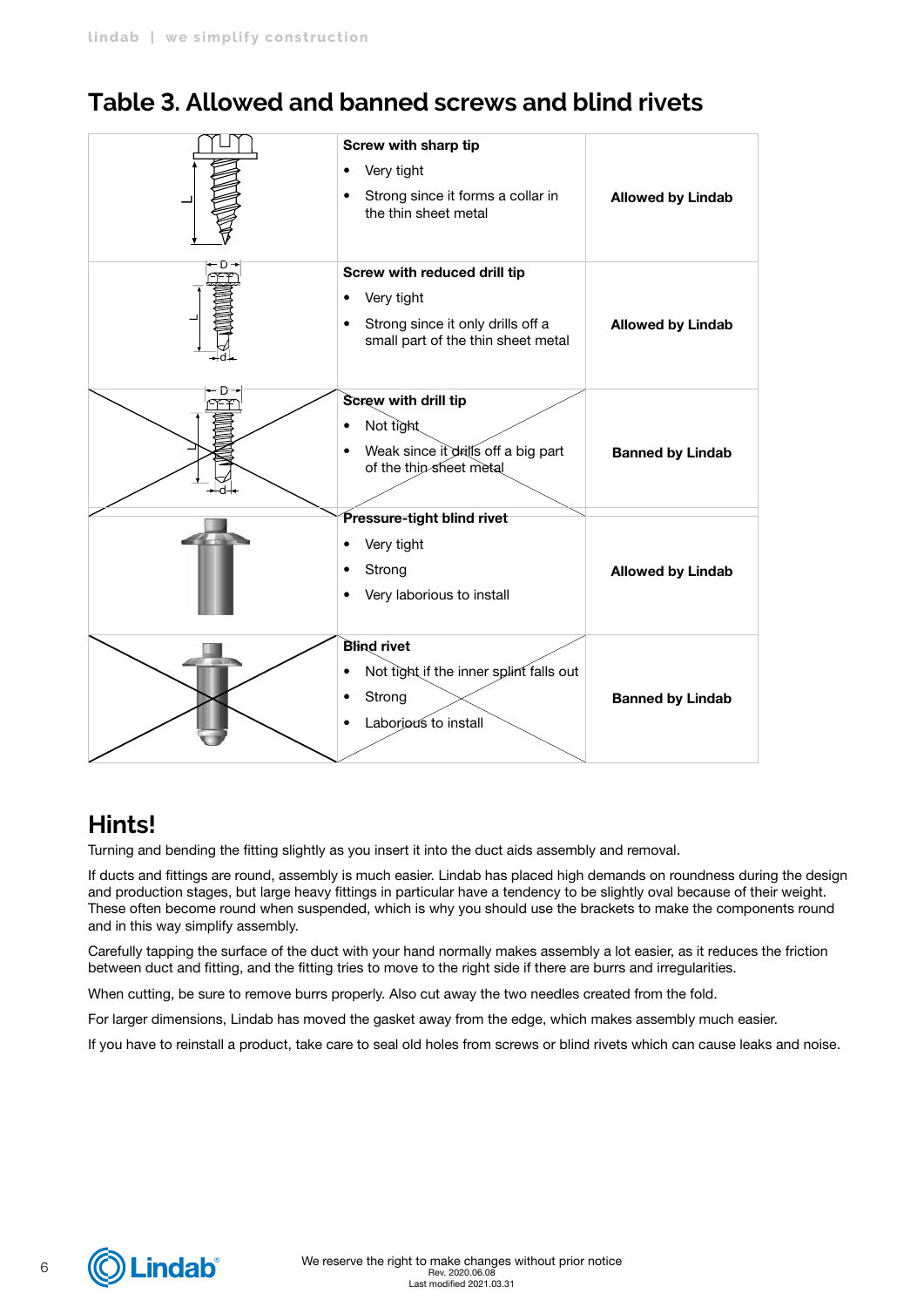## Table 3. Allowed and banned screws and blind rivets

| | Description | Status |
|---|---|---|
| | **Screw with sharp tip**<br>• Very tight<br>• Strong since it forms a collar in the thin sheet metal | **Allowed by Lindab** |
| | **Screw with reduced drill tip**<br>• Very tight<br>• Strong since it only drills off a small part of the thin sheet metal | **Allowed by Lindab** |
| | **Screw with drill tip**<br>• Not tight<br>• Weak since it drills off a big part of the thin sheet metal | **Banned by Lindab** |
| | **Pressure-tight blind rivet**<br>• Very tight<br>• Strong<br>• Very laborious to install | **Allowed by Lindab** |
| | **Blind rivet**<br>• Not tight if the inner splint falls out<br>• Strong<br>• Laborious to install | **Banned by Lindab** |

## Hints!

Turning and bending the fitting slightly as you insert it into the duct aids assembly and removal.

If ducts and fittings are round, assembly is much easier. Lindab has placed high demands on roundness during the design and production stages, but large heavy fittings in particular have a tendency to be slightly oval because of their weight. These often become round when suspended, which is why you should use the brackets to make the components round and in this way simplify assembly.

Carefully tapping the surface of the duct with your hand normally makes assembly a lot easier, as it reduces the friction between duct and fitting, and the fitting tries to move to the right side if there are burrs and irregularities.

When cutting, be sure to remove burrs properly. Also cut away the two needles created from the fold.

For larger dimensions, Lindab has moved the gasket away from the edge, which makes assembly much easier.

If you have to reinstall a product, take care to seal old holes from screws or blind rivets which can cause leaks and noise.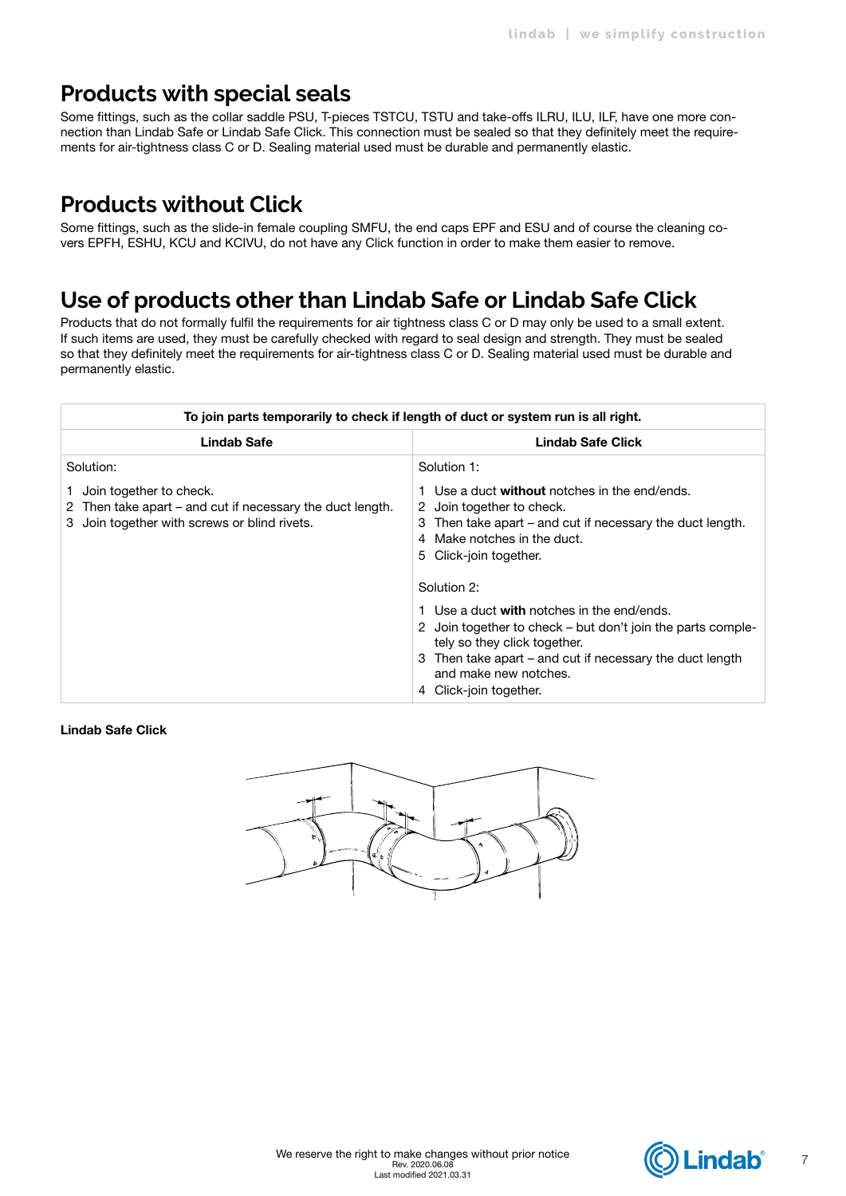## Products with special seals

Some fittings, such as the collar saddle PSU, T-pieces TSTCU, TSTU and take-offs ILRU, ILU, ILF, have one more connection than Lindab Safe or Lindab Safe Click. This connection must be sealed so that they definitely meet the requirements for air-tightness class C or D. Sealing material used must be durable and permanently elastic.

## Products without Click

Some fittings, such as the slide-in female coupling SMFU, the end caps EPF and ESU and of course the cleaning covers EPFH, ESHU, KCU and KCIVU, do not have any Click function in order to make them easier to remove.

## Use of products other than Lindab Safe or Lindab Safe Click

Products that do not formally fulfil the requirements for air tightness class C or D may only be used to a small extent. If such items are used, they must be carefully checked with regard to seal design and strength. They must be sealed so that they definitely meet the requirements for air-tightness class C or D. Sealing material used must be durable and permanently elastic.

| To join parts temporarily to check if length of duct or system run is all right. | |
|---|---|
| **Lindab Safe** | **Lindab Safe Click** |
| Solution:<br><br>1 Join together to check.<br>2 Then take apart – and cut if necessary the duct length.<br>3 Join together with screws or blind rivets. | Solution 1:<br><br>1 Use a duct **without** notches in the end/ends.<br>2 Join together to check.<br>3 Then take apart – and cut if necessary the duct length.<br>4 Make notches in the duct.<br>5 Click-join together.<br><br>Solution 2:<br><br>1 Use a duct **with** notches in the end/ends.<br>2 Join together to check – but don't join the parts completely so they click together.<br>3 Then take apart – and cut if necessary the duct length and make new notches.<br>4 Click-join together. |

**Lindab Safe Click**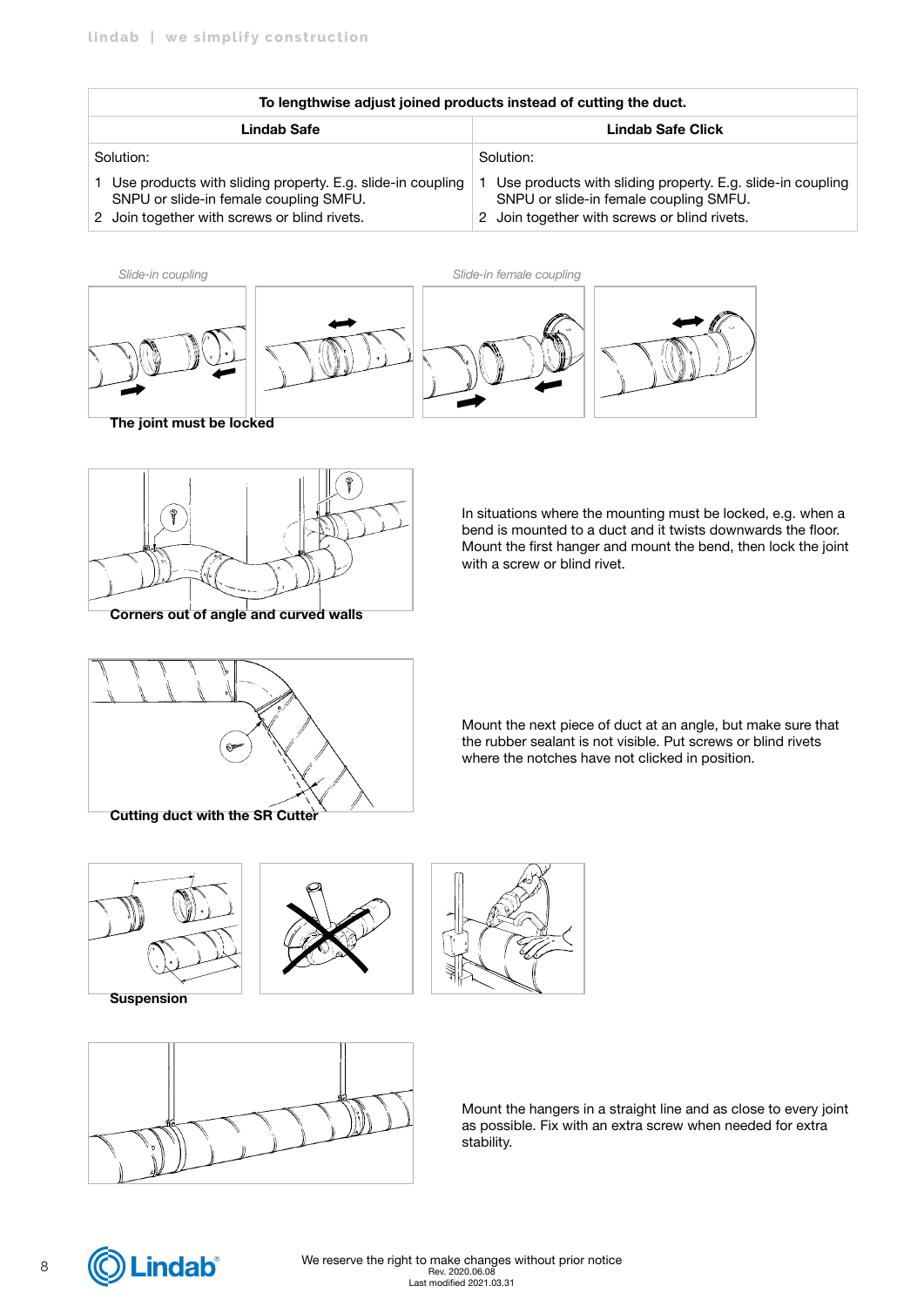| To lengthwise adjust joined products instead of cutting the duct. | |
|---|---|
| **Lindab Safe** | **Lindab Safe Click** |
| Solution:<br>1 Use products with sliding property. E.g. slide-in coupling SNPU or slide-in female coupling SMFU.<br>2 Join together with screws or blind rivets. | Solution:<br>1 Use products with sliding property. E.g. slide-in coupling SNPU or slide-in female coupling SMFU.<br>2 Join together with screws or blind rivets. |

*Slide-in coupling*

*Slide-in female coupling*

**The joint must be locked**

In situations where the mounting must be locked, e.g. when a bend is mounted to a duct and it twists downwards the floor. Mount the first hanger and mount the bend, then lock the joint with a screw or blind rivet.

**Corners out of angle and curved walls**

Mount the next piece of duct at an angle, but make sure that the rubber sealant is not visible. Put screws or blind rivets where the notches have not clicked in position.

**Cutting duct with the SR Cutter**

**Suspension**

Mount the hangers in a straight line and as close to every joint as possible. Fix with an extra screw when needed for extra stability.

We reserve the right to make changes without prior notice
Rev. 2020.06.08
Last modified 2021.03.31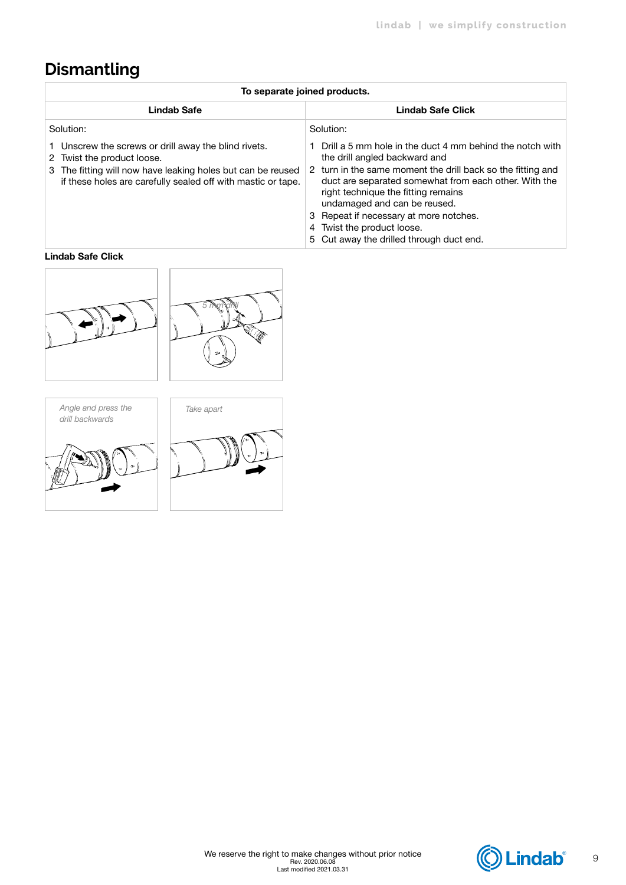# Dismantling

| To separate joined products. | |
|---|---|
| **Lindab Safe** | **Lindab Safe Click** |
| Solution:<br><br>1 Unscrew the screws or drill away the blind rivets.<br>2 Twist the product loose.<br>3 The fitting will now have leaking holes but can be reused if these holes are carefully sealed off with mastic or tape. | Solution:<br><br>1 Drill a 5 mm hole in the duct 4 mm behind the notch with the drill angled backward and<br>2 turn in the same moment the drill back so the fitting and duct are separated somewhat from each other. With the right technique the fitting remains undamaged and can be reused.<br>3 Repeat if necessary at more notches.<br>4 Twist the product loose.<br>5 Cut away the drilled through duct end. |

**Lindab Safe Click**

*5 mm drill*

*Angle and press the drill backwards*

*Take apart*

We reserve the right to make changes without prior notice
Rev. 2020.06.08
Last modified 2021.03.31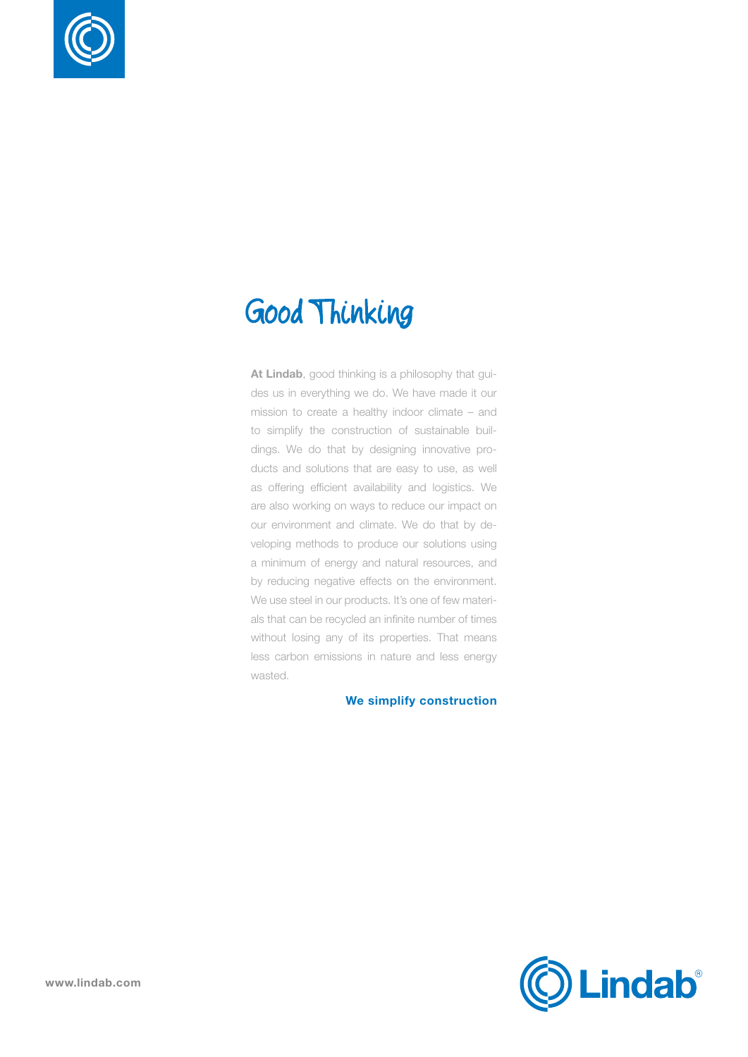# Good Thinking

**At Lindab**, good thinking is a philosophy that guides us in everything we do. We have made it our mission to create a healthy indoor climate – and to simplify the construction of sustainable buildings. We do that by designing innovative products and solutions that are easy to use, as well as offering efficient availability and logistics. We are also working on ways to reduce our impact on our environment and climate. We do that by developing methods to produce our solutions using a minimum of energy and natural resources, and by reducing negative effects on the environment. We use steel in our products. It's one of few materials that can be recycled an infinite number of times without losing any of its properties. That means less carbon emissions in nature and less energy wasted.

**We simplify construction**

**www.lindab.com**

Lindab®